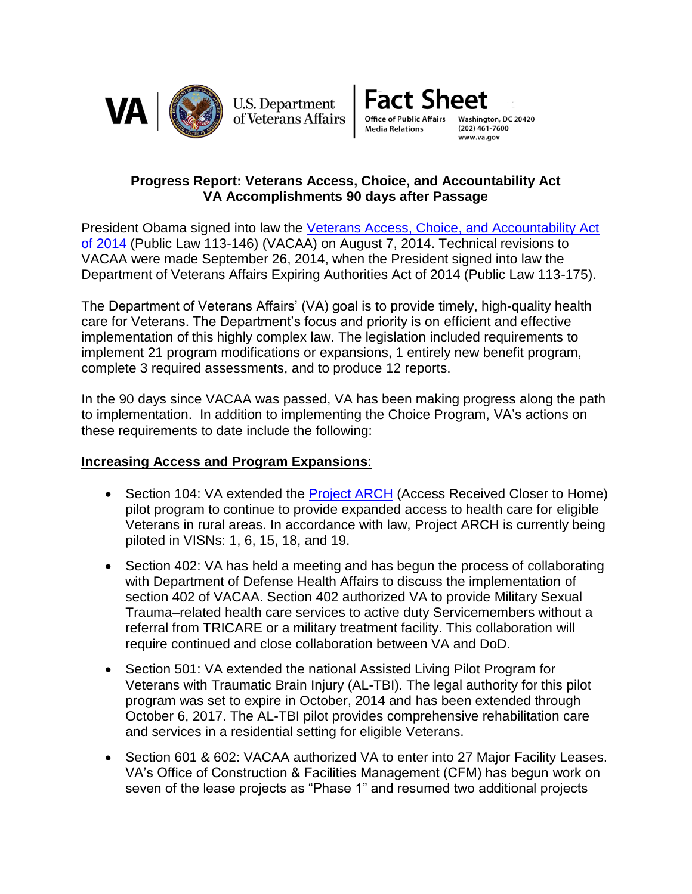VA | U.S. Department of Veterans Affairs

**Fact Sheet**
Office of Public Affairs
Media Relations
Washington, DC 20420
(202) 461-7600
www.va.gov

## Progress Report: Veterans Access, Choice, and Accountability Act VA Accomplishments 90 days after Passage

President Obama signed into law the [Veterans Access, Choice, and Accountability Act of 2014]() (Public Law 113-146) (VACAA) on August 7, 2014. Technical revisions to VACAA were made September 26, 2014, when the President signed into law the Department of Veterans Affairs Expiring Authorities Act of 2014 (Public Law 113-175).

The Department of Veterans Affairs' (VA) goal is to provide timely, high-quality health care for Veterans. The Department's focus and priority is on efficient and effective implementation of this highly complex law. The legislation included requirements to implement 21 program modifications or expansions, 1 entirely new benefit program, complete 3 required assessments, and to produce 12 reports.

In the 90 days since VACAA was passed, VA has been making progress along the path to implementation. In addition to implementing the Choice Program, VA's actions on these requirements to date include the following:

**Increasing Access and Program Expansions**:

- Section 104: VA extended the [Project ARCH]() (Access Received Closer to Home) pilot program to continue to provide expanded access to health care for eligible Veterans in rural areas. In accordance with law, Project ARCH is currently being piloted in VISNs: 1, 6, 15, 18, and 19.
- Section 402: VA has held a meeting and has begun the process of collaborating with Department of Defense Health Affairs to discuss the implementation of section 402 of VACAA. Section 402 authorized VA to provide Military Sexual Trauma–related health care services to active duty Servicemembers without a referral from TRICARE or a military treatment facility. This collaboration will require continued and close collaboration between VA and DoD.
- Section 501: VA extended the national Assisted Living Pilot Program for Veterans with Traumatic Brain Injury (AL-TBI). The legal authority for this pilot program was set to expire in October, 2014 and has been extended through October 6, 2017. The AL-TBI pilot provides comprehensive rehabilitation care and services in a residential setting for eligible Veterans.
- Section 601 & 602: VACAA authorized VA to enter into 27 Major Facility Leases. VA's Office of Construction & Facilities Management (CFM) has begun work on seven of the lease projects as "Phase 1" and resumed two additional projects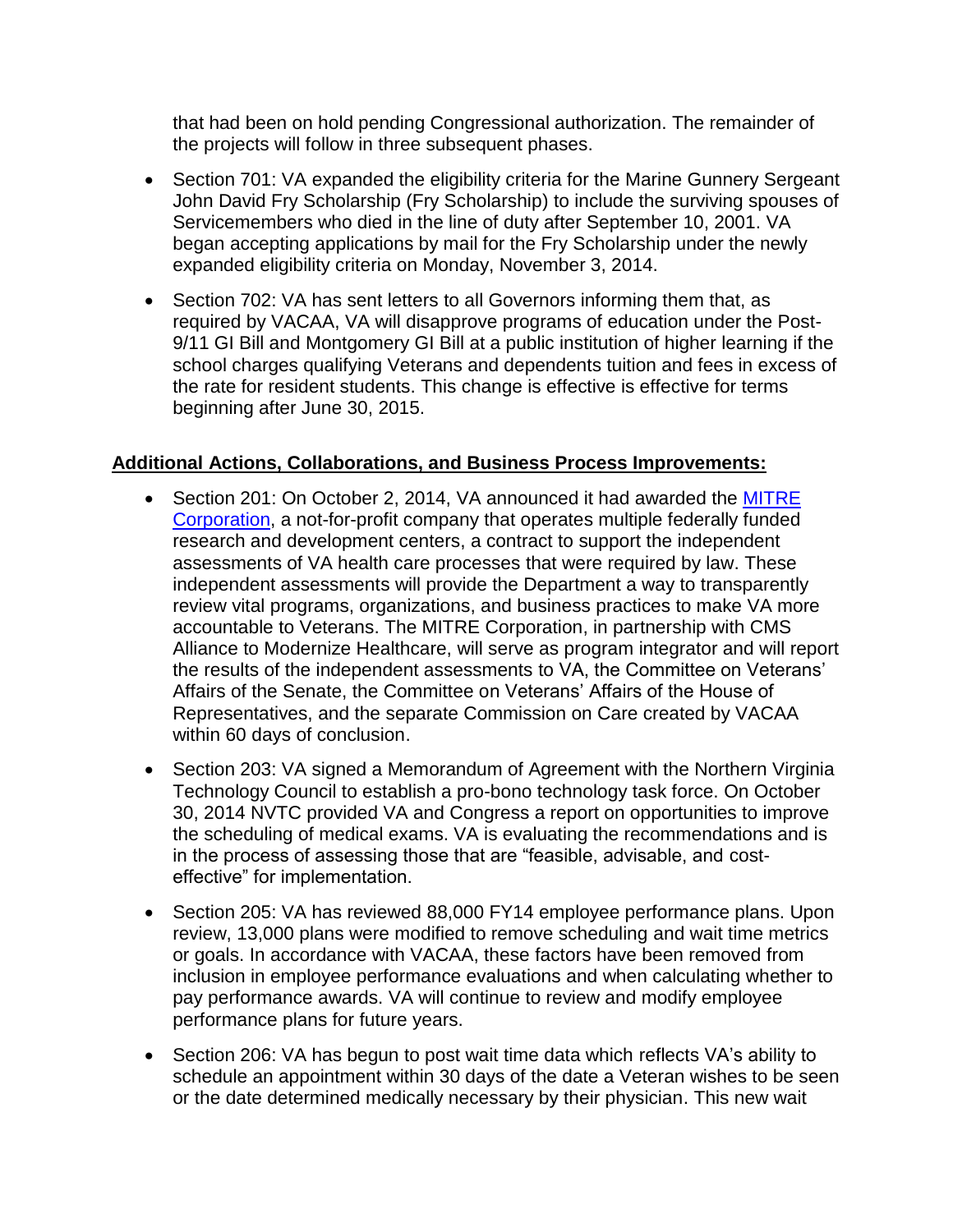that had been on hold pending Congressional authorization. The remainder of the projects will follow in three subsequent phases.

- Section 701: VA expanded the eligibility criteria for the Marine Gunnery Sergeant John David Fry Scholarship (Fry Scholarship) to include the surviving spouses of Servicemembers who died in the line of duty after September 10, 2001. VA began accepting applications by mail for the Fry Scholarship under the newly expanded eligibility criteria on Monday, November 3, 2014.

- Section 702: VA has sent letters to all Governors informing them that, as required by VACAA, VA will disapprove programs of education under the Post-9/11 GI Bill and Montgomery GI Bill at a public institution of higher learning if the school charges qualifying Veterans and dependents tuition and fees in excess of the rate for resident students. This change is effective is effective for terms beginning after June 30, 2015.

**Additional Actions, Collaborations, and Business Process Improvements:**

- Section 201: On October 2, 2014, VA announced it had awarded the [MITRE Corporation](), a not-for-profit company that operates multiple federally funded research and development centers, a contract to support the independent assessments of VA health care processes that were required by law. These independent assessments will provide the Department a way to transparently review vital programs, organizations, and business practices to make VA more accountable to Veterans. The MITRE Corporation, in partnership with CMS Alliance to Modernize Healthcare, will serve as program integrator and will report the results of the independent assessments to VA, the Committee on Veterans' Affairs of the Senate, the Committee on Veterans' Affairs of the House of Representatives, and the separate Commission on Care created by VACAA within 60 days of conclusion.

- Section 203: VA signed a Memorandum of Agreement with the Northern Virginia Technology Council to establish a pro-bono technology task force. On October 30, 2014 NVTC provided VA and Congress a report on opportunities to improve the scheduling of medical exams. VA is evaluating the recommendations and is in the process of assessing those that are "feasible, advisable, and cost-effective" for implementation.

- Section 205: VA has reviewed 88,000 FY14 employee performance plans. Upon review, 13,000 plans were modified to remove scheduling and wait time metrics or goals. In accordance with VACAA, these factors have been removed from inclusion in employee performance evaluations and when calculating whether to pay performance awards. VA will continue to review and modify employee performance plans for future years.

- Section 206: VA has begun to post wait time data which reflects VA's ability to schedule an appointment within 30 days of the date a Veteran wishes to be seen or the date determined medically necessary by their physician. This new wait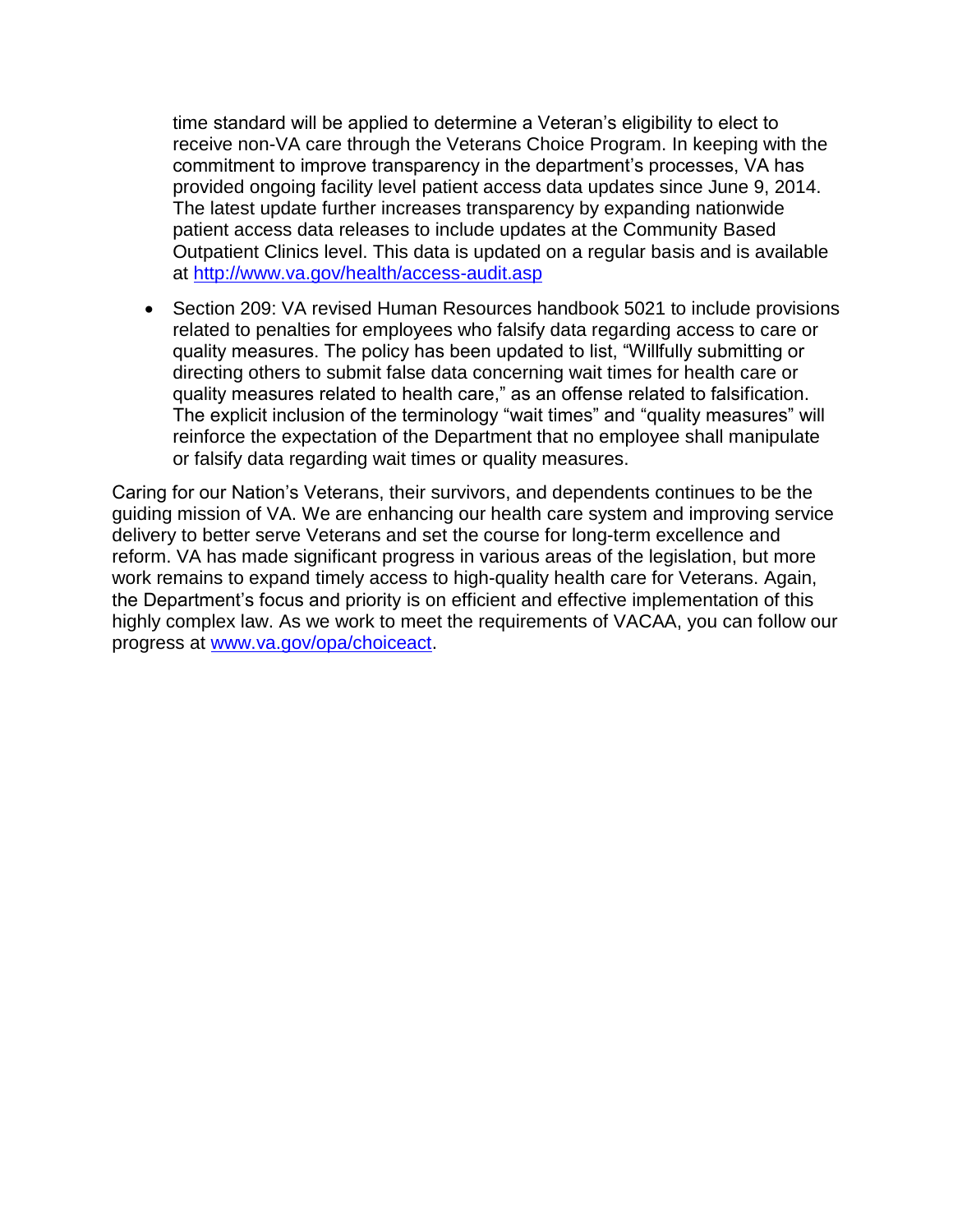time standard will be applied to determine a Veteran's eligibility to elect to receive non-VA care through the Veterans Choice Program. In keeping with the commitment to improve transparency in the department's processes, VA has provided ongoing facility level patient access data updates since June 9, 2014. The latest update further increases transparency by expanding nationwide patient access data releases to include updates at the Community Based Outpatient Clinics level. This data is updated on a regular basis and is available at http://www.va.gov/health/access-audit.asp

- Section 209: VA revised Human Resources handbook 5021 to include provisions related to penalties for employees who falsify data regarding access to care or quality measures. The policy has been updated to list, "Willfully submitting or directing others to submit false data concerning wait times for health care or quality measures related to health care," as an offense related to falsification. The explicit inclusion of the terminology "wait times" and "quality measures" will reinforce the expectation of the Department that no employee shall manipulate or falsify data regarding wait times or quality measures.

Caring for our Nation's Veterans, their survivors, and dependents continues to be the guiding mission of VA. We are enhancing our health care system and improving service delivery to better serve Veterans and set the course for long-term excellence and reform. VA has made significant progress in various areas of the legislation, but more work remains to expand timely access to high-quality health care for Veterans. Again, the Department's focus and priority is on efficient and effective implementation of this highly complex law. As we work to meet the requirements of VACAA, you can follow our progress at www.va.gov/opa/choiceact.